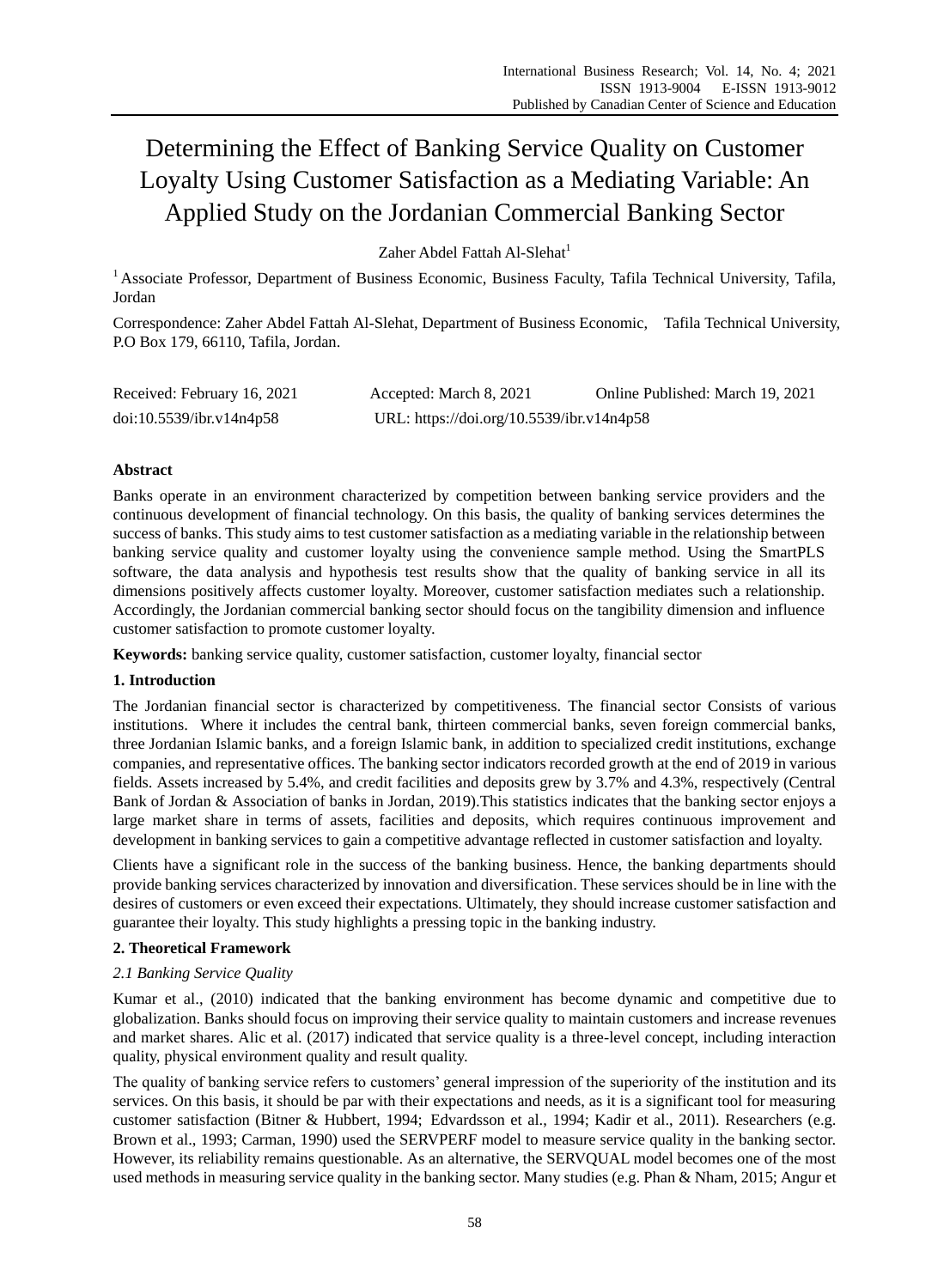# Determining the Effect of Banking Service Quality on Customer Loyalty Using Customer Satisfaction as a Mediating Variable: An Applied Study on the Jordanian Commercial Banking Sector

Zaher Abdel Fattah Al-Slehat[1]

[1] Associate Professor, Department of Business Economic, Business Faculty, Tafila Technical University, Tafila, Jordan

Correspondence: Zaher Abdel Fattah Al-Slehat, Department of Business Economic, Tafila Technical University, P.O Box 179, 66110, Tafila, Jordan.

Received: February 16, 2021 Accepted: March 8, 2021 Online Published: March 19, 2021

doi:10.5539/ibr.v14n4p58 URL: https://doi.org/10.5539/ibr.v14n4p58

## Abstract

Banks operate in an environment characterized by competition between banking service providers and the continuous development of financial technology. On this basis, the quality of banking services determines the success of banks. This study aims to test customer satisfaction as a mediating variable in the relationship between banking service quality and customer loyalty using the convenience sample method. Using the SmartPLS software, the data analysis and hypothesis test results show that the quality of banking service in all its dimensions positively affects customer loyalty. Moreover, customer satisfaction mediates such a relationship. Accordingly, the Jordanian commercial banking sector should focus on the tangibility dimension and influence customer satisfaction to promote customer loyalty.

**Keywords:** banking service quality, customer satisfaction, customer loyalty, financial sector

## 1. Introduction

The Jordanian financial sector is characterized by competitiveness. The financial sector Consists of various institutions. Where it includes the central bank, thirteen commercial banks, seven foreign commercial banks, three Jordanian Islamic banks, and a foreign Islamic bank, in addition to specialized credit institutions, exchange companies, and representative offices. The banking sector indicators recorded growth at the end of 2019 in various fields. Assets increased by 5.4%, and credit facilities and deposits grew by 3.7% and 4.3%, respectively (Central Bank of Jordan & Association of banks in Jordan, 2019).This statistics indicates that the banking sector enjoys a large market share in terms of assets, facilities and deposits, which requires continuous improvement and development in banking services to gain a competitive advantage reflected in customer satisfaction and loyalty.

Clients have a significant role in the success of the banking business. Hence, the banking departments should provide banking services characterized by innovation and diversification. These services should be in line with the desires of customers or even exceed their expectations. Ultimately, they should increase customer satisfaction and guarantee their loyalty. This study highlights a pressing topic in the banking industry.

## 2. Theoretical Framework

### *2.1 Banking Service Quality*

Kumar et al., (2010) indicated that the banking environment has become dynamic and competitive due to globalization. Banks should focus on improving their service quality to maintain customers and increase revenues and market shares. Alic et al. (2017) indicated that service quality is a three-level concept, including interaction quality, physical environment quality and result quality.

The quality of banking service refers to customers' general impression of the superiority of the institution and its services. On this basis, it should be par with their expectations and needs, as it is a significant tool for measuring customer satisfaction (Bitner & Hubbert, 1994; Edvardsson et al., 1994; Kadir et al., 2011). Researchers (e.g. Brown et al., 1993; Carman, 1990) used the SERVPERF model to measure service quality in the banking sector. However, its reliability remains questionable. As an alternative, the SERVQUAL model becomes one of the most used methods in measuring service quality in the banking sector. Many studies (e.g. Phan & Nham, 2015; Angur et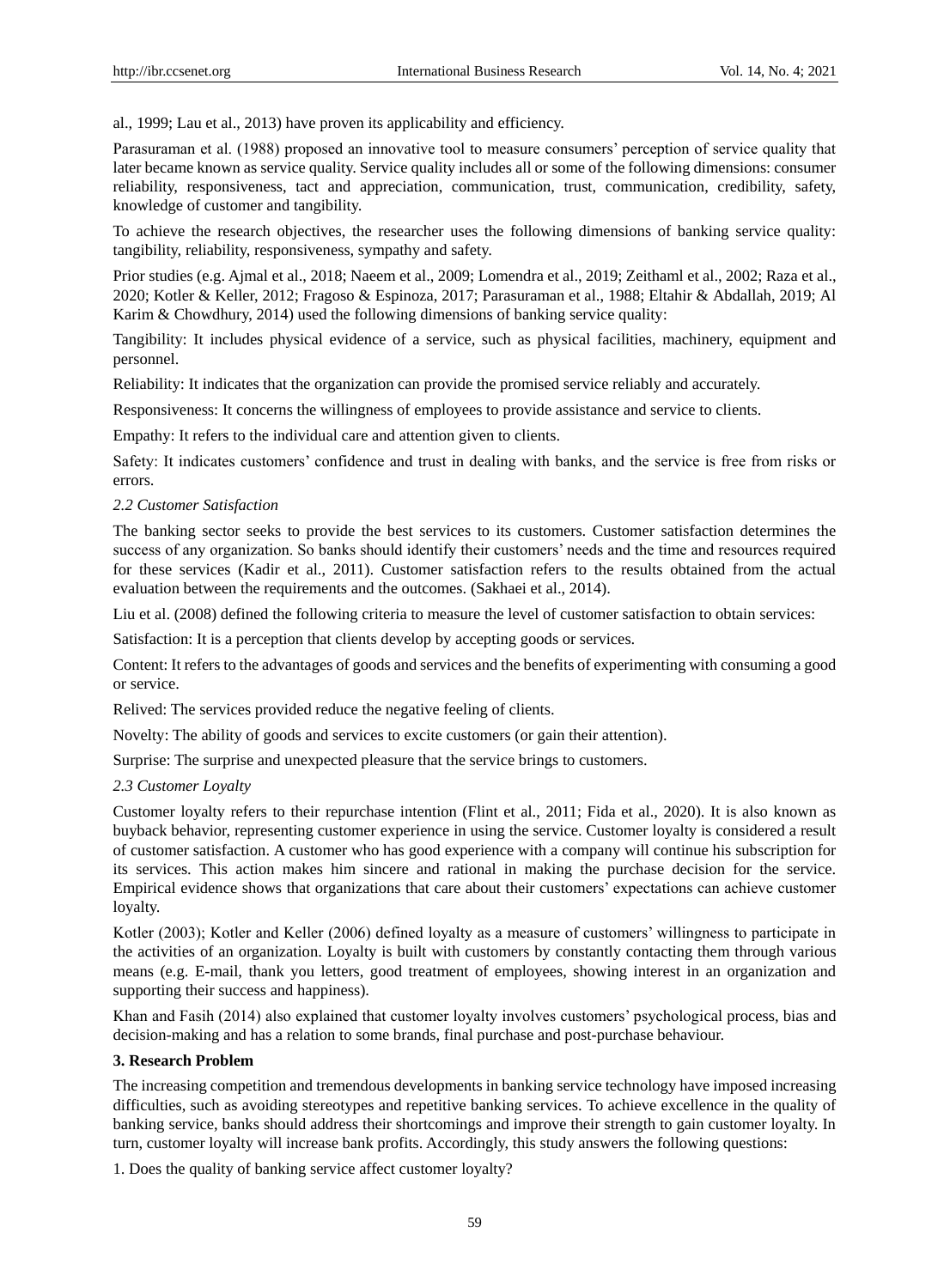al., 1999; Lau et al., 2013) have proven its applicability and efficiency.

Parasuraman et al. (1988) proposed an innovative tool to measure consumers' perception of service quality that later became known as service quality. Service quality includes all or some of the following dimensions: consumer reliability, responsiveness, tact and appreciation, communication, trust, communication, credibility, safety, knowledge of customer and tangibility.

To achieve the research objectives, the researcher uses the following dimensions of banking service quality: tangibility, reliability, responsiveness, sympathy and safety.

Prior studies (e.g. Ajmal et al., 2018; Naeem et al., 2009; Lomendra et al., 2019; Zeithaml et al., 2002; Raza et al., 2020; Kotler & Keller, 2012; Fragoso & Espinoza, 2017; Parasuraman et al., 1988; Eltahir & Abdallah, 2019; Al Karim & Chowdhury, 2014) used the following dimensions of banking service quality:

Tangibility: It includes physical evidence of a service, such as physical facilities, machinery, equipment and personnel.

Reliability: It indicates that the organization can provide the promised service reliably and accurately.

Responsiveness: It concerns the willingness of employees to provide assistance and service to clients.

Empathy: It refers to the individual care and attention given to clients.

Safety: It indicates customers' confidence and trust in dealing with banks, and the service is free from risks or errors.

### *2.2 Customer Satisfaction*

The banking sector seeks to provide the best services to its customers. Customer satisfaction determines the success of any organization. So banks should identify their customers' needs and the time and resources required for these services (Kadir et al., 2011). Customer satisfaction refers to the results obtained from the actual evaluation between the requirements and the outcomes. (Sakhaei et al., 2014).

Liu et al. (2008) defined the following criteria to measure the level of customer satisfaction to obtain services:

Satisfaction: It is a perception that clients develop by accepting goods or services.

Content: It refers to the advantages of goods and services and the benefits of experimenting with consuming a good or service.

Relived: The services provided reduce the negative feeling of clients.

Novelty: The ability of goods and services to excite customers (or gain their attention).

Surprise: The surprise and unexpected pleasure that the service brings to customers.

### *2.3 Customer Loyalty*

Customer loyalty refers to their repurchase intention (Flint et al., 2011; Fida et al., 2020). It is also known as buyback behavior, representing customer experience in using the service. Customer loyalty is considered a result of customer satisfaction. A customer who has good experience with a company will continue his subscription for its services. This action makes him sincere and rational in making the purchase decision for the service. Empirical evidence shows that organizations that care about their customers' expectations can achieve customer loyalty.

Kotler (2003); Kotler and Keller (2006) defined loyalty as a measure of customers' willingness to participate in the activities of an organization. Loyalty is built with customers by constantly contacting them through various means (e.g. E-mail, thank you letters, good treatment of employees, showing interest in an organization and supporting their success and happiness).

Khan and Fasih (2014) also explained that customer loyalty involves customers' psychological process, bias and decision-making and has a relation to some brands, final purchase and post-purchase behaviour.

## **3. Research Problem**

The increasing competition and tremendous developments in banking service technology have imposed increasing difficulties, such as avoiding stereotypes and repetitive banking services. To achieve excellence in the quality of banking service, banks should address their shortcomings and improve their strength to gain customer loyalty. In turn, customer loyalty will increase bank profits. Accordingly, this study answers the following questions:

1. Does the quality of banking service affect customer loyalty?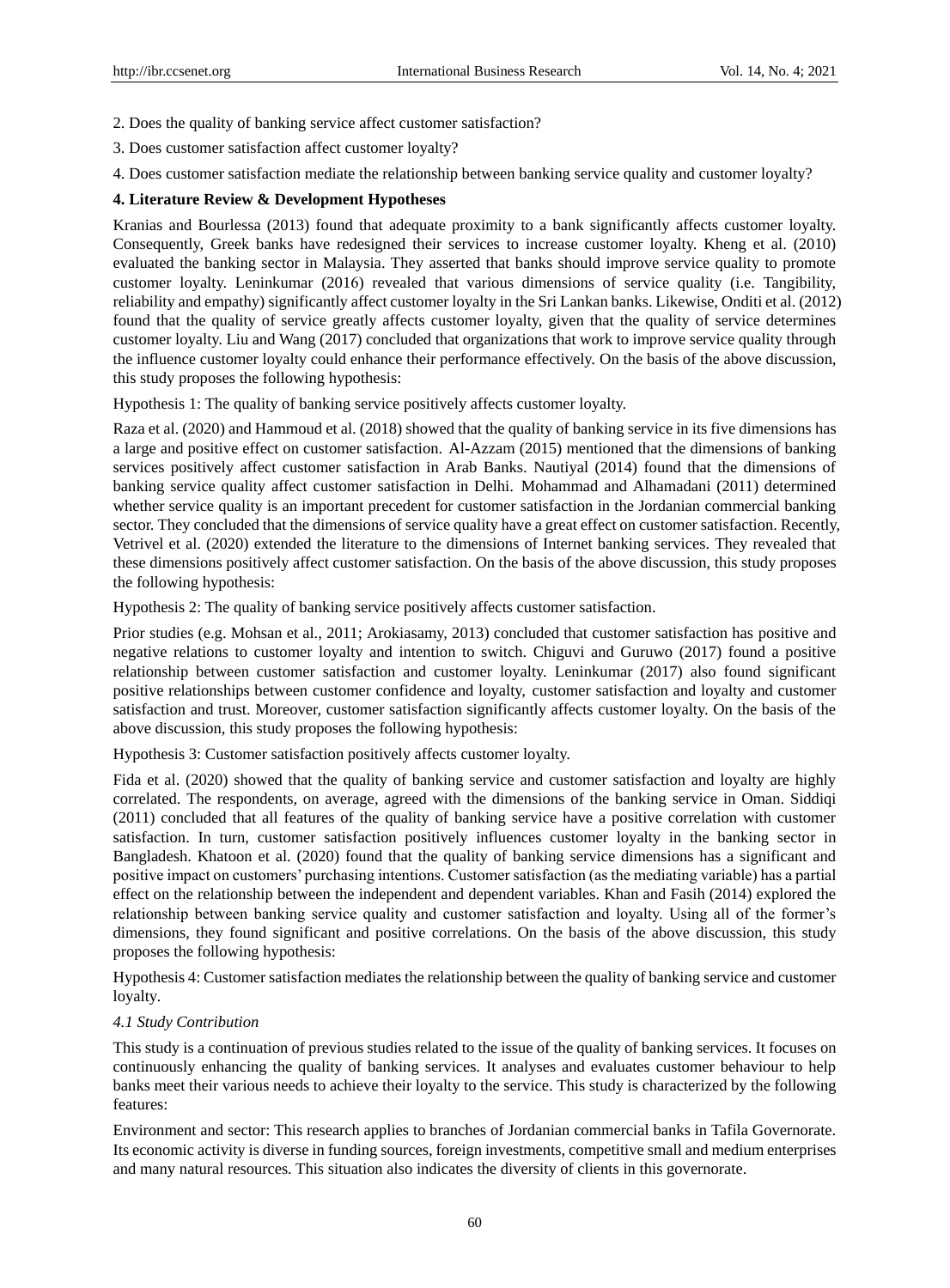2. Does the quality of banking service affect customer satisfaction?

3. Does customer satisfaction affect customer loyalty?

4. Does customer satisfaction mediate the relationship between banking service quality and customer loyalty?

## 4. Literature Review & Development Hypotheses

Kranias and Bourlessa (2013) found that adequate proximity to a bank significantly affects customer loyalty. Consequently, Greek banks have redesigned their services to increase customer loyalty. Kheng et al. (2010) evaluated the banking sector in Malaysia. They asserted that banks should improve service quality to promote customer loyalty. Leninkumar (2016) revealed that various dimensions of service quality (i.e. Tangibility, reliability and empathy) significantly affect customer loyalty in the Sri Lankan banks. Likewise, Onditi et al. (2012) found that the quality of service greatly affects customer loyalty, given that the quality of service determines customer loyalty. Liu and Wang (2017) concluded that organizations that work to improve service quality through the influence customer loyalty could enhance their performance effectively. On the basis of the above discussion, this study proposes the following hypothesis:

Hypothesis 1: The quality of banking service positively affects customer loyalty.

Raza et al. (2020) and Hammoud et al. (2018) showed that the quality of banking service in its five dimensions has a large and positive effect on customer satisfaction. Al-Azzam (2015) mentioned that the dimensions of banking services positively affect customer satisfaction in Arab Banks. Nautiyal (2014) found that the dimensions of banking service quality affect customer satisfaction in Delhi. Mohammad and Alhamadani (2011) determined whether service quality is an important precedent for customer satisfaction in the Jordanian commercial banking sector. They concluded that the dimensions of service quality have a great effect on customer satisfaction. Recently, Vetrivel et al. (2020) extended the literature to the dimensions of Internet banking services. They revealed that these dimensions positively affect customer satisfaction. On the basis of the above discussion, this study proposes the following hypothesis:

Hypothesis 2: The quality of banking service positively affects customer satisfaction.

Prior studies (e.g. Mohsan et al., 2011; Arokiasamy, 2013) concluded that customer satisfaction has positive and negative relations to customer loyalty and intention to switch. Chiguvi and Guruwo (2017) found a positive relationship between customer satisfaction and customer loyalty. Leninkumar (2017) also found significant positive relationships between customer confidence and loyalty, customer satisfaction and loyalty and customer satisfaction and trust. Moreover, customer satisfaction significantly affects customer loyalty. On the basis of the above discussion, this study proposes the following hypothesis:

Hypothesis 3: Customer satisfaction positively affects customer loyalty.

Fida et al. (2020) showed that the quality of banking service and customer satisfaction and loyalty are highly correlated. The respondents, on average, agreed with the dimensions of the banking service in Oman. Siddiqi (2011) concluded that all features of the quality of banking service have a positive correlation with customer satisfaction. In turn, customer satisfaction positively influences customer loyalty in the banking sector in Bangladesh. Khatoon et al. (2020) found that the quality of banking service dimensions has a significant and positive impact on customers' purchasing intentions. Customer satisfaction (as the mediating variable) has a partial effect on the relationship between the independent and dependent variables. Khan and Fasih (2014) explored the relationship between banking service quality and customer satisfaction and loyalty. Using all of the former's dimensions, they found significant and positive correlations. On the basis of the above discussion, this study proposes the following hypothesis:

Hypothesis 4: Customer satisfaction mediates the relationship between the quality of banking service and customer loyalty.

### *4.1 Study Contribution*

This study is a continuation of previous studies related to the issue of the quality of banking services. It focuses on continuously enhancing the quality of banking services. It analyses and evaluates customer behaviour to help banks meet their various needs to achieve their loyalty to the service. This study is characterized by the following features:

Environment and sector: This research applies to branches of Jordanian commercial banks in Tafila Governorate. Its economic activity is diverse in funding sources, foreign investments, competitive small and medium enterprises and many natural resources. This situation also indicates the diversity of clients in this governorate.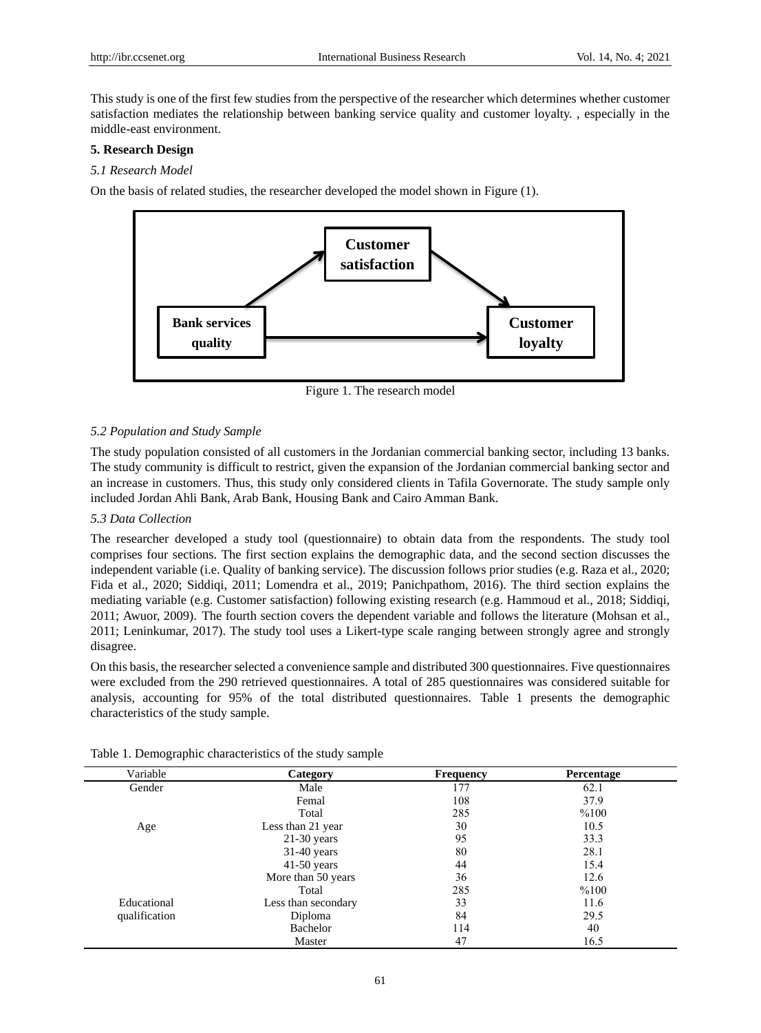This study is one of the first few studies from the perspective of the researcher which determines whether customer satisfaction mediates the relationship between banking service quality and customer loyalty. , especially in the middle-east environment.

## 5. Research Design

### *5.1 Research Model*

On the basis of related studies, the researcher developed the model shown in Figure (1).

Figure 1. The research model

### *5.2 Population and Study Sample*

The study population consisted of all customers in the Jordanian commercial banking sector, including 13 banks. The study community is difficult to restrict, given the expansion of the Jordanian commercial banking sector and an increase in customers. Thus, this study only considered clients in Tafila Governorate. The study sample only included Jordan Ahli Bank, Arab Bank, Housing Bank and Cairo Amman Bank.

### *5.3 Data Collection*

The researcher developed a study tool (questionnaire) to obtain data from the respondents. The study tool comprises four sections. The first section explains the demographic data, and the second section discusses the independent variable (i.e. Quality of banking service). The discussion follows prior studies (e.g. Raza et al., 2020; Fida et al., 2020; Siddiqi, 2011; Lomendra et al., 2019; Panichpathom, 2016). The third section explains the mediating variable (e.g. Customer satisfaction) following existing research (e.g. Hammoud et al., 2018; Siddiqi, 2011; Awuor, 2009). The fourth section covers the dependent variable and follows the literature (Mohsan et al., 2011; Leninkumar, 2017). The study tool uses a Likert-type scale ranging between strongly agree and strongly disagree.

On this basis, the researcher selected a convenience sample and distributed 300 questionnaires. Five questionnaires were excluded from the 290 retrieved questionnaires. A total of 285 questionnaires was considered suitable for analysis, accounting for 95% of the total distributed questionnaires. Table 1 presents the demographic characteristics of the study sample.

Table 1. Demographic characteristics of the study sample

| Variable | **Category** | **Frequency** | **Percentage** |
|---|---|---|---|
| Gender | Male | 177 | 62.1 |
| | Femal | 108 | 37.9 |
| | Total | 285 | %100 |
| Age | Less than 21 year | 30 | 10.5 |
| | 21-30 years | 95 | 33.3 |
| | 31-40 years | 80 | 28.1 |
| | 41-50 years | 44 | 15.4 |
| | More than 50 years | 36 | 12.6 |
| | Total | 285 | %100 |
| Educational qualification | Less than secondary | 33 | 11.6 |
| | Diploma | 84 | 29.5 |
| | Bachelor | 114 | 40 |
| | Master | 47 | 16.5 |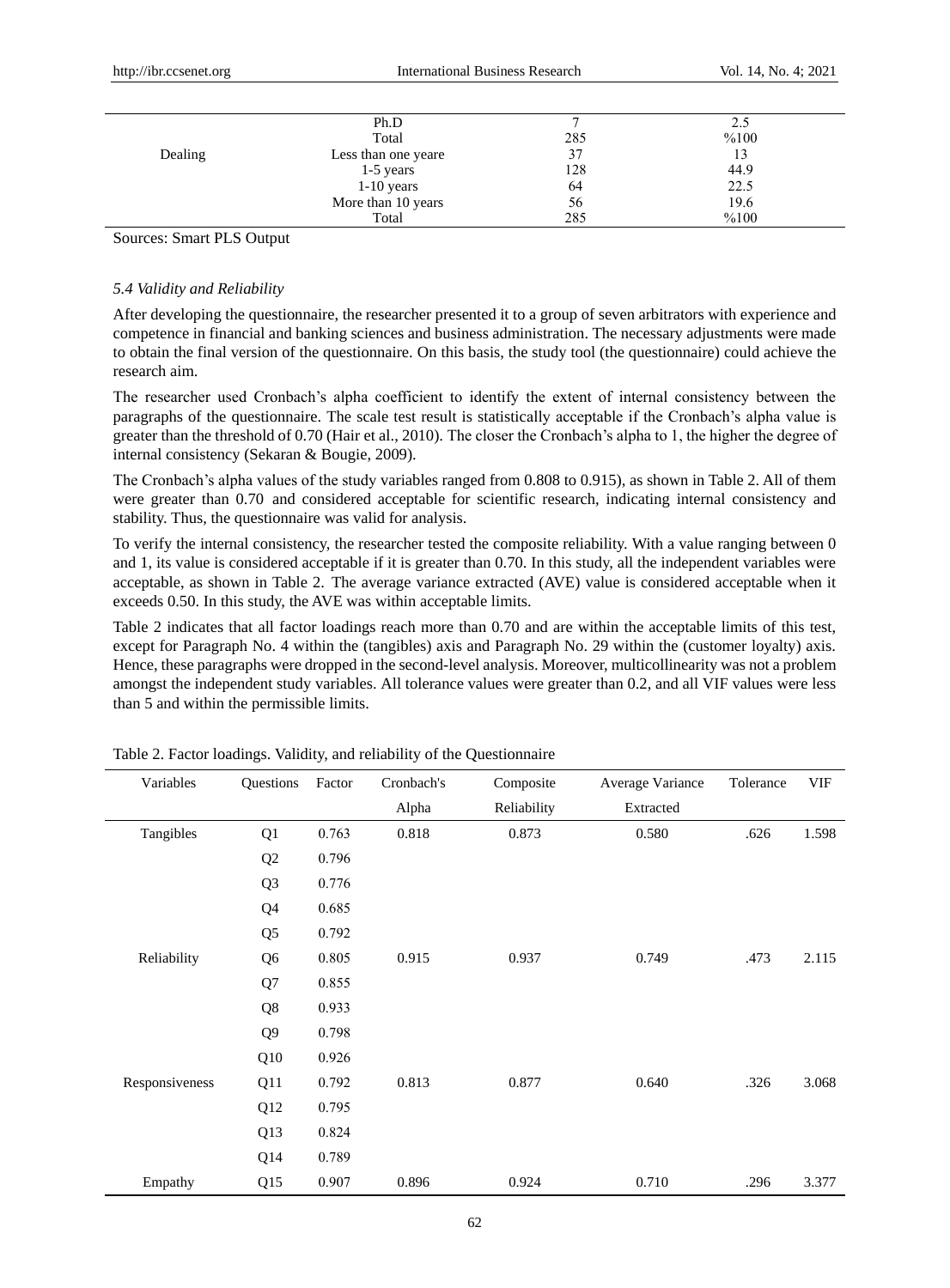|  | Ph.D | 7 | 2.5 |
|---|---|---|---|
|  | Total | 285 | %100 |
| Dealing | Less than one yeare | 37 | 13 |
|  | 1-5 years | 128 | 44.9 |
|  | 1-10 years | 64 | 22.5 |
|  | More than 10 years | 56 | 19.6 |
|  | Total | 285 | %100 |

Sources: Smart PLS Output

### *5.4 Validity and Reliability*

After developing the questionnaire, the researcher presented it to a group of seven arbitrators with experience and competence in financial and banking sciences and business administration. The necessary adjustments were made to obtain the final version of the questionnaire. On this basis, the study tool (the questionnaire) could achieve the research aim.

The researcher used Cronbach's alpha coefficient to identify the extent of internal consistency between the paragraphs of the questionnaire. The scale test result is statistically acceptable if the Cronbach's alpha value is greater than the threshold of 0.70 (Hair et al., 2010). The closer the Cronbach's alpha to 1, the higher the degree of internal consistency (Sekaran & Bougie, 2009).

The Cronbach's alpha values of the study variables ranged from 0.808 to 0.915), as shown in Table 2. All of them were greater than 0.70 and considered acceptable for scientific research, indicating internal consistency and stability. Thus, the questionnaire was valid for analysis.

To verify the internal consistency, the researcher tested the composite reliability. With a value ranging between 0 and 1, its value is considered acceptable if it is greater than 0.70. In this study, all the independent variables were acceptable, as shown in Table 2. The average variance extracted (AVE) value is considered acceptable when it exceeds 0.50. In this study, the AVE was within acceptable limits.

Table 2 indicates that all factor loadings reach more than 0.70 and are within the acceptable limits of this test, except for Paragraph No. 4 within the (tangibles) axis and Paragraph No. 29 within the (customer loyalty) axis. Hence, these paragraphs were dropped in the second-level analysis. Moreover, multicollinearity was not a problem amongst the independent study variables. All tolerance values were greater than 0.2, and all VIF values were less than 5 and within the permissible limits.

Table 2. Factor loadings. Validity, and reliability of the Questionnaire

| Variables | Questions | Factor | Cronbach's Alpha | Composite Reliability | Average Variance Extracted | Tolerance | VIF |
|---|---|---|---|---|---|---|---|
| Tangibles | Q1 | 0.763 | 0.818 | 0.873 | 0.580 | .626 | 1.598 |
|  | Q2 | 0.796 |  |  |  |  |  |
|  | Q3 | 0.776 |  |  |  |  |  |
|  | Q4 | 0.685 |  |  |  |  |  |
|  | Q5 | 0.792 |  |  |  |  |  |
| Reliability | Q6 | 0.805 | 0.915 | 0.937 | 0.749 | .473 | 2.115 |
|  | Q7 | 0.855 |  |  |  |  |  |
|  | Q8 | 0.933 |  |  |  |  |  |
|  | Q9 | 0.798 |  |  |  |  |  |
|  | Q10 | 0.926 |  |  |  |  |  |
| Responsiveness | Q11 | 0.792 | 0.813 | 0.877 | 0.640 | .326 | 3.068 |
|  | Q12 | 0.795 |  |  |  |  |  |
|  | Q13 | 0.824 |  |  |  |  |  |
|  | Q14 | 0.789 |  |  |  |  |  |
| Empathy | Q15 | 0.907 | 0.896 | 0.924 | 0.710 | .296 | 3.377 |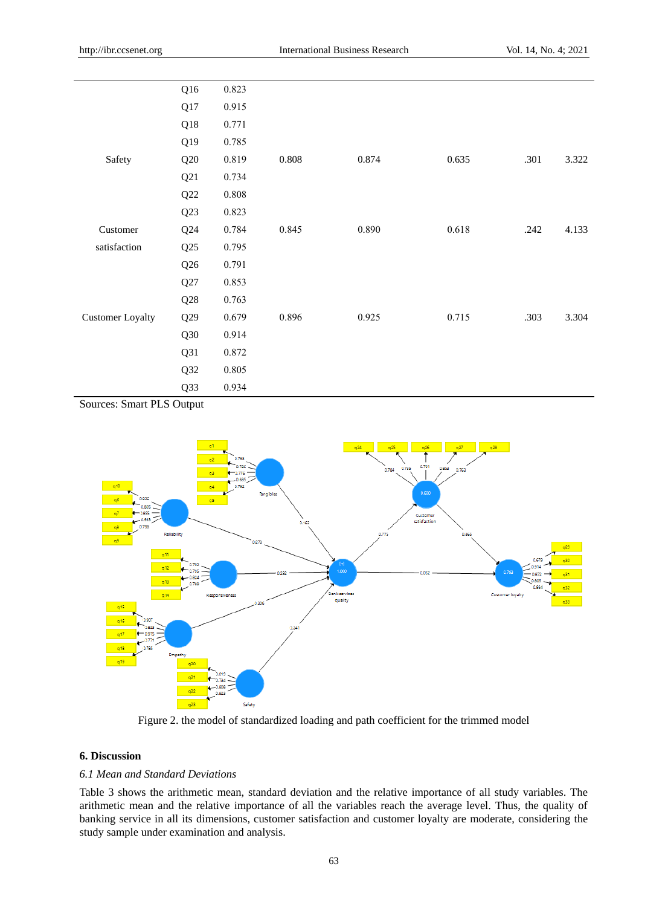| | | | | | | |
|---|---|---|---|---|---|---|
| | Q16 | 0.823 | | | | | |
| | Q17 | 0.915 | | | | | |
| | Q18 | 0.771 | | | | | |
| | Q19 | 0.785 | | | | | |
| Safety | Q20 | 0.819 | 0.808 | 0.874 | 0.635 | .301 | 3.322 |
| | Q21 | 0.734 | | | | | |
| | Q22 | 0.808 | | | | | |
| | Q23 | 0.823 | | | | | |
| Customer satisfaction | Q24 | 0.784 | 0.845 | 0.890 | 0.618 | .242 | 4.133 |
| | Q25 | 0.795 | | | | | |
| | Q26 | 0.791 | | | | | |
| | Q27 | 0.853 | | | | | |
| | Q28 | 0.763 | | | | | |
| Customer Loyalty | Q29 | 0.679 | 0.896 | 0.925 | 0.715 | .303 | 3.304 |
| | Q30 | 0.914 | | | | | |
| | Q31 | 0.872 | | | | | |
| | Q32 | 0.805 | | | | | |
| | Q33 | 0.934 | | | | | |

Sources: Smart PLS Output

Figure 2. the model of standardized loading and path coefficient for the trimmed model

## 6. Discussion

### *6.1 Mean and Standard Deviations*

Table 3 shows the arithmetic mean, standard deviation and the relative importance of all study variables. The arithmetic mean and the relative importance of all the variables reach the average level. Thus, the quality of banking service in all its dimensions, customer satisfaction and customer loyalty are moderate, considering the study sample under examination and analysis.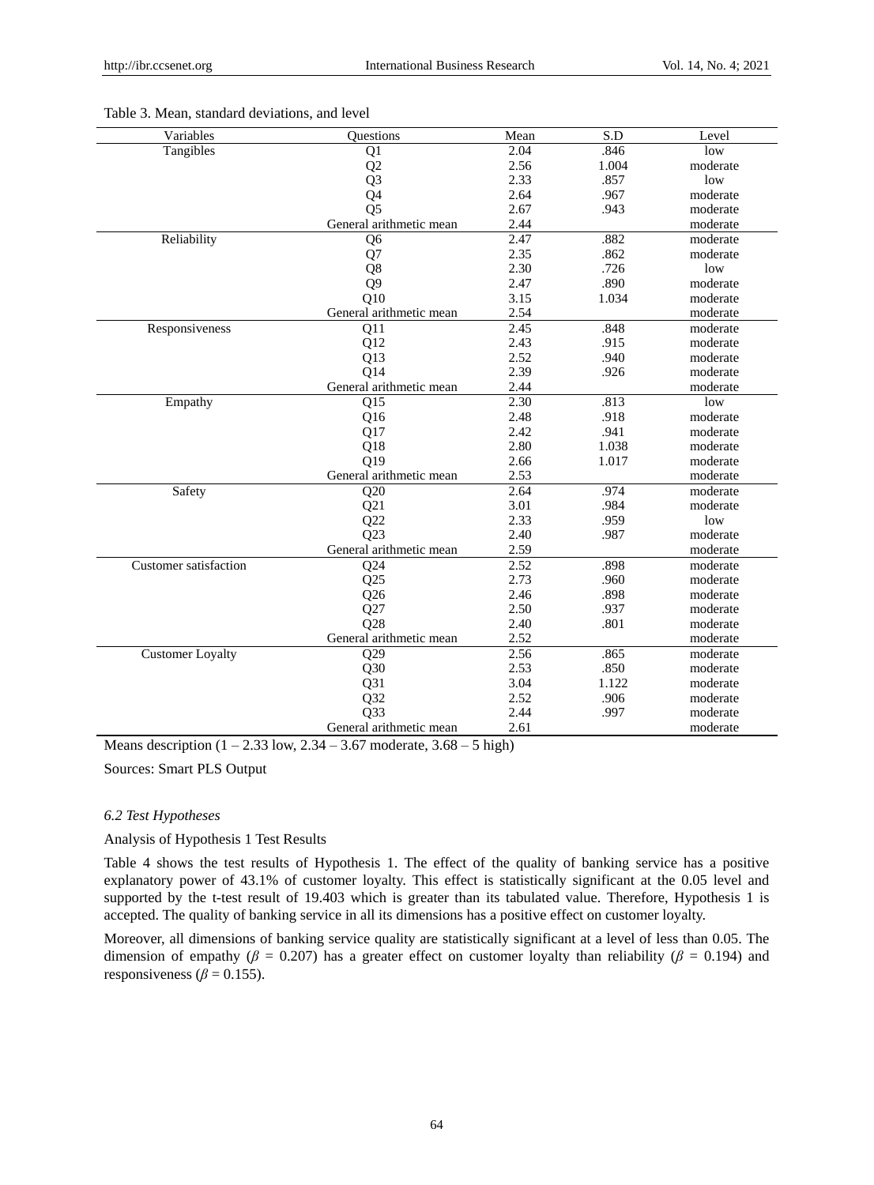Table 3. Mean, standard deviations, and level

| Variables | Questions | Mean | S.D | Level |
|---|---|---|---|---|
| Tangibles | Q1 | 2.04 | .846 | low |
| | Q2 | 2.56 | 1.004 | moderate |
| | Q3 | 2.33 | .857 | low |
| | Q4 | 2.64 | .967 | moderate |
| | Q5 | 2.67 | .943 | moderate |
| | General arithmetic mean | 2.44 | | moderate |
| Reliability | Q6 | 2.47 | .882 | moderate |
| | Q7 | 2.35 | .862 | moderate |
| | Q8 | 2.30 | .726 | low |
| | Q9 | 2.47 | .890 | moderate |
| | Q10 | 3.15 | 1.034 | moderate |
| | General arithmetic mean | 2.54 | | moderate |
| Responsiveness | Q11 | 2.45 | .848 | moderate |
| | Q12 | 2.43 | .915 | moderate |
| | Q13 | 2.52 | .940 | moderate |
| | Q14 | 2.39 | .926 | moderate |
| | General arithmetic mean | 2.44 | | moderate |
| Empathy | Q15 | 2.30 | .813 | low |
| | Q16 | 2.48 | .918 | moderate |
| | Q17 | 2.42 | .941 | moderate |
| | Q18 | 2.80 | 1.038 | moderate |
| | Q19 | 2.66 | 1.017 | moderate |
| | General arithmetic mean | 2.53 | | moderate |
| Safety | Q20 | 2.64 | .974 | moderate |
| | Q21 | 3.01 | .984 | moderate |
| | Q22 | 2.33 | .959 | low |
| | Q23 | 2.40 | .987 | moderate |
| | General arithmetic mean | 2.59 | | moderate |
| Customer satisfaction | Q24 | 2.52 | .898 | moderate |
| | Q25 | 2.73 | .960 | moderate |
| | Q26 | 2.46 | .898 | moderate |
| | Q27 | 2.50 | .937 | moderate |
| | Q28 | 2.40 | .801 | moderate |
| | General arithmetic mean | 2.52 | | moderate |
| Customer Loyalty | Q29 | 2.56 | .865 | moderate |
| | Q30 | 2.53 | .850 | moderate |
| | Q31 | 3.04 | 1.122 | moderate |
| | Q32 | 2.52 | .906 | moderate |
| | Q33 | 2.44 | .997 | moderate |
| | General arithmetic mean | 2.61 | | moderate |

Means description (1 – 2.33 low, 2.34 – 3.67 moderate, 3.68 – 5 high)

Sources: Smart PLS Output

### *6.2 Test Hypotheses*

Analysis of Hypothesis 1 Test Results

Table 4 shows the test results of Hypothesis 1. The effect of the quality of banking service has a positive explanatory power of 43.1% of customer loyalty. This effect is statistically significant at the 0.05 level and supported by the t-test result of 19.403 which is greater than its tabulated value. Therefore, Hypothesis 1 is accepted. The quality of banking service in all its dimensions has a positive effect on customer loyalty.

Moreover, all dimensions of banking service quality are statistically significant at a level of less than 0.05. The dimension of empathy ($\beta$ = 0.207) has a greater effect on customer loyalty than reliability ($\beta$ = 0.194) and responsiveness ($\beta$ = 0.155).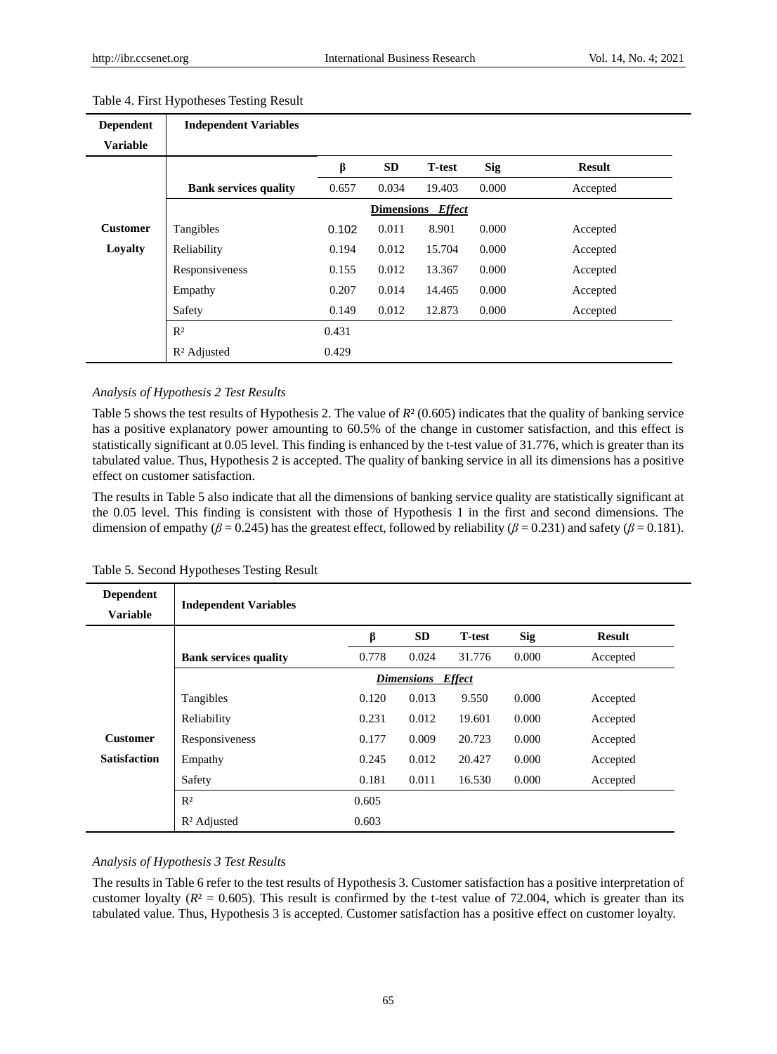Table 4. First Hypotheses Testing Result

| Dependent Variable | Independent Variables | | | | | |
|---|---|---|---|---|---|---|
| | | **β** | **SD** | **T-test** | **Sig** | **Result** |
| | **Bank services quality** | 0.657 | 0.034 | 19.403 | 0.000 | Accepted |
| | **Dimensions *Effect*** | | | | | |
| **Customer Loyalty** | Tangibles | 0.102 | 0.011 | 8.901 | 0.000 | Accepted |
| | Reliability | 0.194 | 0.012 | 15.704 | 0.000 | Accepted |
| | Responsiveness | 0.155 | 0.012 | 13.367 | 0.000 | Accepted |
| | Empathy | 0.207 | 0.014 | 14.465 | 0.000 | Accepted |
| | Safety | 0.149 | 0.012 | 12.873 | 0.000 | Accepted |
| | $R^2$ | 0.431 | | | | |
| | $R^2$ Adjusted | 0.429 | | | | |

*Analysis of Hypothesis 2 Test Results*

Table 5 shows the test results of Hypothesis 2. The value of $R^2$ (0.605) indicates that the quality of banking service has a positive explanatory power amounting to 60.5% of the change in customer satisfaction, and this effect is statistically significant at 0.05 level. This finding is enhanced by the t-test value of 31.776, which is greater than its tabulated value. Thus, Hypothesis 2 is accepted. The quality of banking service in all its dimensions has a positive effect on customer satisfaction.

The results in Table 5 also indicate that all the dimensions of banking service quality are statistically significant at the 0.05 level. This finding is consistent with those of Hypothesis 1 in the first and second dimensions. The dimension of empathy ($\beta = 0.245$) has the greatest effect, followed by reliability ($\beta = 0.231$) and safety ($\beta = 0.181$).

Table 5. Second Hypotheses Testing Result

| Dependent Variable | Independent Variables | | | | | |
|---|---|---|---|---|---|---|
| | | **β** | **SD** | **T-test** | **Sig** | **Result** |
| | **Bank services quality** | 0.778 | 0.024 | 31.776 | 0.000 | Accepted |
| | ***Dimensions Effect*** | | | | | |
| | Tangibles | 0.120 | 0.013 | 9.550 | 0.000 | Accepted |
| | Reliability | 0.231 | 0.012 | 19.601 | 0.000 | Accepted |
| **Customer Satisfaction** | Responsiveness | 0.177 | 0.009 | 20.723 | 0.000 | Accepted |
| | Empathy | 0.245 | 0.012 | 20.427 | 0.000 | Accepted |
| | Safety | 0.181 | 0.011 | 16.530 | 0.000 | Accepted |
| | $R^2$ | 0.605 | | | | |
| | $R^2$ Adjusted | 0.603 | | | | |

*Analysis of Hypothesis 3 Test Results*

The results in Table 6 refer to the test results of Hypothesis 3. Customer satisfaction has a positive interpretation of customer loyalty ($R^2 = 0.605$). This result is confirmed by the t-test value of 72.004, which is greater than its tabulated value. Thus, Hypothesis 3 is accepted. Customer satisfaction has a positive effect on customer loyalty.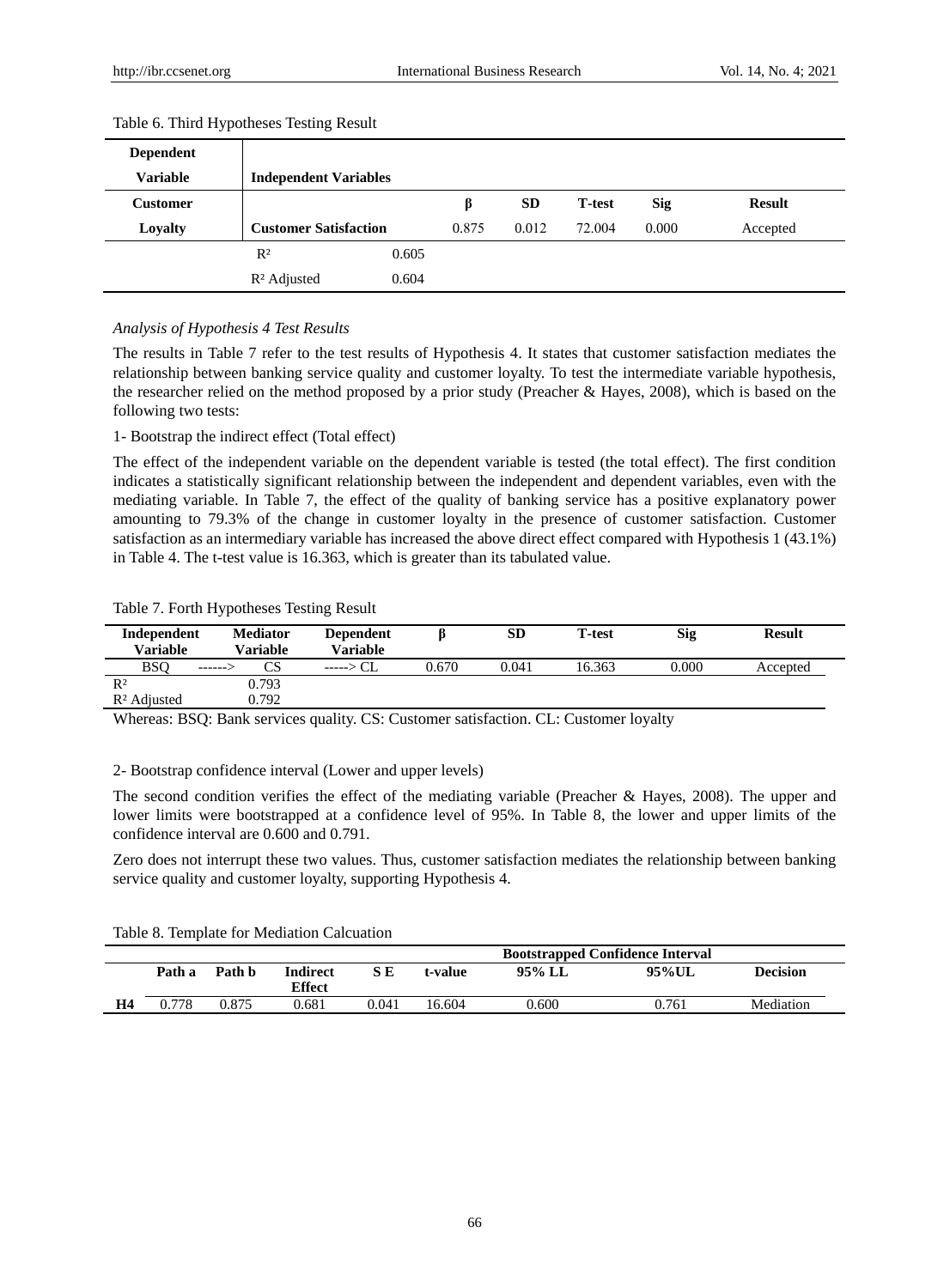Table 6. Third Hypotheses Testing Result

| Dependent Variable | Independent Variables | | β | SD | T-test | Sig | Result |
|---|---|---|---|---|---|---|---|
| Customer Loyalty | Customer Satisfaction | | 0.875 | 0.012 | 72.004 | 0.000 | Accepted |
| | $R^2$ | 0.605 | | | | | |
| | $R^2$ Adjusted | 0.604 | | | | | |

*Analysis of Hypothesis 4 Test Results*

The results in Table 7 refer to the test results of Hypothesis 4. It states that customer satisfaction mediates the relationship between banking service quality and customer loyalty. To test the intermediate variable hypothesis, the researcher relied on the method proposed by a prior study (Preacher & Hayes, 2008), which is based on the following two tests:

1- Bootstrap the indirect effect (Total effect)

The effect of the independent variable on the dependent variable is tested (the total effect). The first condition indicates a statistically significant relationship between the independent and dependent variables, even with the mediating variable. In Table 7, the effect of the quality of banking service has a positive explanatory power amounting to 79.3% of the change in customer loyalty in the presence of customer satisfaction. Customer satisfaction as an intermediary variable has increased the above direct effect compared with Hypothesis 1 (43.1%) in Table 4. The t-test value is 16.363, which is greater than its tabulated value.

Table 7. Forth Hypotheses Testing Result

| Independent Variable | Mediator Variable | Dependent Variable | β | SD | T-test | Sig | Result |
|---|---|---|---|---|---|---|---|
| BSQ ------> | CS | -----> CL | 0.670 | 0.041 | 16.363 | 0.000 | Accepted |
| $R^2$ | 0.793 | | | | | | |
| $R^2$ Adjusted | 0.792 | | | | | | |

Whereas: BSQ: Bank services quality. CS: Customer satisfaction. CL: Customer loyalty

2- Bootstrap confidence interval (Lower and upper levels)

The second condition verifies the effect of the mediating variable (Preacher & Hayes, 2008). The upper and lower limits were bootstrapped at a confidence level of 95%. In Table 8, the lower and upper limits of the confidence interval are 0.600 and 0.791.

Zero does not interrupt these two values. Thus, customer satisfaction mediates the relationship between banking service quality and customer loyalty, supporting Hypothesis 4.

Table 8. Template for Mediation Calcuation

| | Path a | Path b | Indirect Effect | S E | t-value | Bootstrapped Confidence Interval 95% LL | 95%UL | Decision |
|---|---|---|---|---|---|---|---|---|
| H4 | 0.778 | 0.875 | 0.681 | 0.041 | 16.604 | 0.600 | 0.761 | Mediation |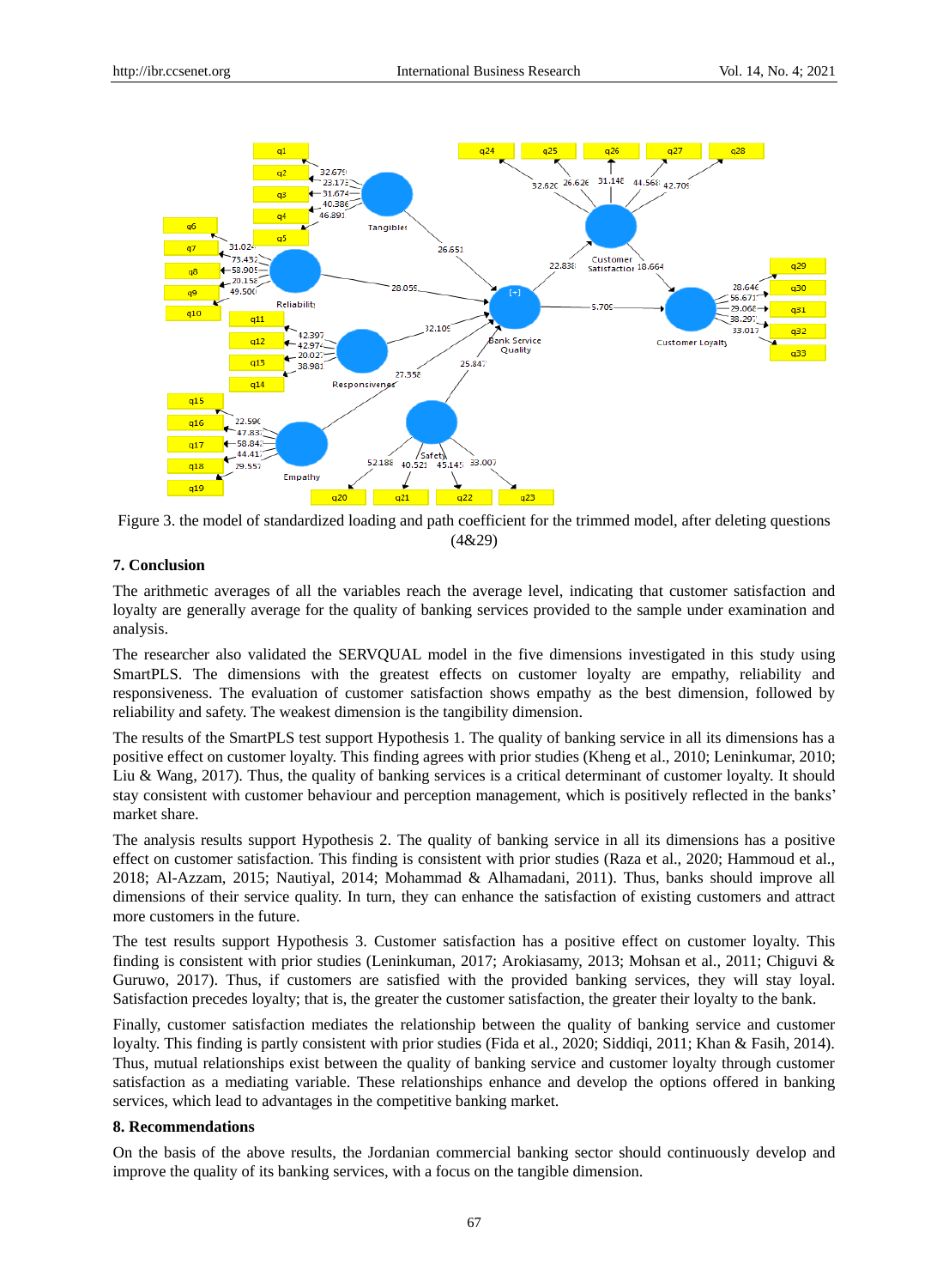Figure 3. the model of standardized loading and path coefficient for the trimmed model, after deleting questions (4&29)

## 7. Conclusion

The arithmetic averages of all the variables reach the average level, indicating that customer satisfaction and loyalty are generally average for the quality of banking services provided to the sample under examination and analysis.

The researcher also validated the SERVQUAL model in the five dimensions investigated in this study using SmartPLS. The dimensions with the greatest effects on customer loyalty are empathy, reliability and responsiveness. The evaluation of customer satisfaction shows empathy as the best dimension, followed by reliability and safety. The weakest dimension is the tangibility dimension.

The results of the SmartPLS test support Hypothesis 1. The quality of banking service in all its dimensions has a positive effect on customer loyalty. This finding agrees with prior studies (Kheng et al., 2010; Leninkumar, 2010; Liu & Wang, 2017). Thus, the quality of banking services is a critical determinant of customer loyalty. It should stay consistent with customer behaviour and perception management, which is positively reflected in the banks' market share.

The analysis results support Hypothesis 2. The quality of banking service in all its dimensions has a positive effect on customer satisfaction. This finding is consistent with prior studies (Raza et al., 2020; Hammoud et al., 2018; Al-Azzam, 2015; Nautiyal, 2014; Mohammad & Alhamadani, 2011). Thus, banks should improve all dimensions of their service quality. In turn, they can enhance the satisfaction of existing customers and attract more customers in the future.

The test results support Hypothesis 3. Customer satisfaction has a positive effect on customer loyalty. This finding is consistent with prior studies (Leninkuman, 2017; Arokiasamy, 2013; Mohsan et al., 2011; Chiguvi & Guruwo, 2017). Thus, if customers are satisfied with the provided banking services, they will stay loyal. Satisfaction precedes loyalty; that is, the greater the customer satisfaction, the greater their loyalty to the bank.

Finally, customer satisfaction mediates the relationship between the quality of banking service and customer loyalty. This finding is partly consistent with prior studies (Fida et al., 2020; Siddiqi, 2011; Khan & Fasih, 2014). Thus, mutual relationships exist between the quality of banking service and customer loyalty through customer satisfaction as a mediating variable. These relationships enhance and develop the options offered in banking services, which lead to advantages in the competitive banking market.

## 8. Recommendations

On the basis of the above results, the Jordanian commercial banking sector should continuously develop and improve the quality of its banking services, with a focus on the tangible dimension.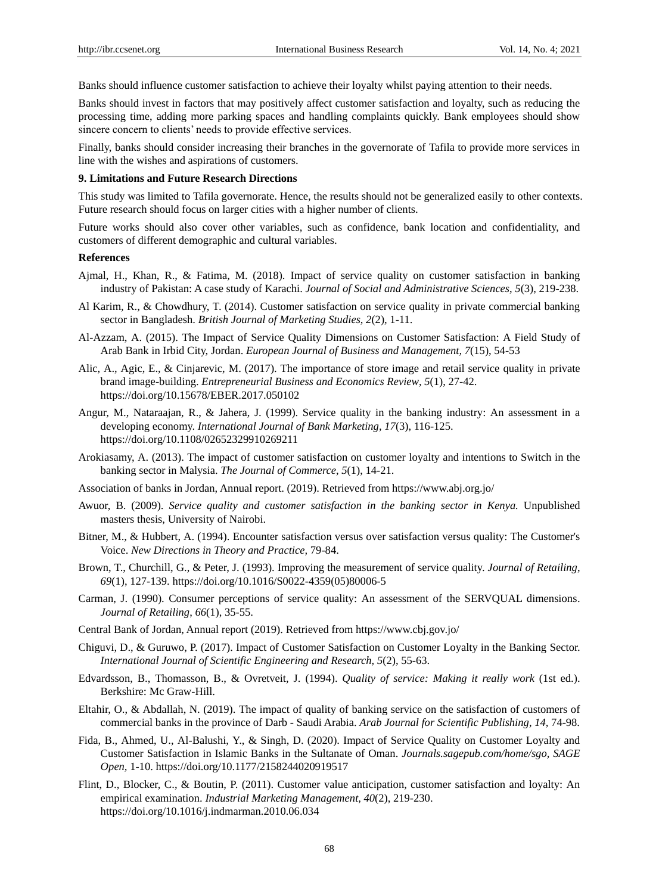Banks should influence customer satisfaction to achieve their loyalty whilst paying attention to their needs.

Banks should invest in factors that may positively affect customer satisfaction and loyalty, such as reducing the processing time, adding more parking spaces and handling complaints quickly. Bank employees should show sincere concern to clients' needs to provide effective services.

Finally, banks should consider increasing their branches in the governorate of Tafila to provide more services in line with the wishes and aspirations of customers.

## 9. Limitations and Future Research Directions

This study was limited to Tafila governorate. Hence, the results should not be generalized easily to other contexts. Future research should focus on larger cities with a higher number of clients.

Future works should also cover other variables, such as confidence, bank location and confidentiality, and customers of different demographic and cultural variables.

## References

Ajmal, H., Khan, R., & Fatima, M. (2018). Impact of service quality on customer satisfaction in banking industry of Pakistan: A case study of Karachi. *Journal of Social and Administrative Sciences*, *5*(3), 219-238.

Al Karim, R., & Chowdhury, T. (2014). Customer satisfaction on service quality in private commercial banking sector in Bangladesh. *British Journal of Marketing Studies*, *2*(2), 1-11.

Al-Azzam, A. (2015). The Impact of Service Quality Dimensions on Customer Satisfaction: A Field Study of Arab Bank in Irbid City, Jordan. *European Journal of Business and Management, 7*(15), 54-53

Alic, A., Agic, E., & Cinjarevic, M. (2017). The importance of store image and retail service quality in private brand image-building. *Entrepreneurial Business and Economics Review*, *5*(1), 27-42. https://doi.org/10.15678/EBER.2017.050102

Angur, M., Nataraajan, R., & Jahera, J. (1999). Service quality in the banking industry: An assessment in a developing economy. *International Journal of Bank Marketing, 17*(3), 116-125. https://doi.org/10.1108/02652329910269211

Arokiasamy, A. (2013). The impact of customer satisfaction on customer loyalty and intentions to Switch in the banking sector in Malysia. *The Journal of Commerce*, *5*(1), 14-21.

Association of banks in Jordan, Annual report. (2019). Retrieved from https://www.abj.org.jo/

Awuor, B. (2009). *Service quality and customer satisfaction in the banking sector in Kenya.* Unpublished masters thesis, University of Nairobi.

Bitner, M., & Hubbert, A. (1994). Encounter satisfaction versus over satisfaction versus quality: The Customer's Voice. *New Directions in Theory and Practice,* 79-84.

Brown, T., Churchill, G., & Peter, J. (1993). Improving the measurement of service quality. *Journal of Retailing*, *69*(1), 127-139. https://doi.org/10.1016/S0022-4359(05)80006-5

Carman, J. (1990). Consumer perceptions of service quality: An assessment of the SERVQUAL dimensions. *Journal of Retailing*, *66*(1), 35-55.

Central Bank of Jordan, Annual report (2019). Retrieved from https://www.cbj.gov.jo/

Chiguvi, D., & Guruwo, P. (2017). Impact of Customer Satisfaction on Customer Loyalty in the Banking Sector. *International Journal of Scientific Engineering and Research, 5*(2), 55-63.

Edvardsson, B., Thomasson, B., & Ovretveit, J. (1994). *Quality of service: Making it really work* (1st ed.). Berkshire: Mc Graw-Hill.

Eltahir, O., & Abdallah, N. (2019). The impact of quality of banking service on the satisfaction of customers of commercial banks in the province of Darb - Saudi Arabia. *Arab Journal for Scientific Publishing*, *14*, 74-98.

Fida, B., Ahmed, U., Al-Balushi, Y., & Singh, D. (2020). Impact of Service Quality on Customer Loyalty and Customer Satisfaction in Islamic Banks in the Sultanate of Oman. *Journals.sagepub.com/home/sgo, SAGE Open,* 1-10. https://doi.org/10.1177/2158244020919517

Flint, D., Blocker, C., & Boutin, P. (2011). Customer value anticipation, customer satisfaction and loyalty: An empirical examination. *Industrial Marketing Management, 40*(2), 219-230. https://doi.org/10.1016/j.indmarman.2010.06.034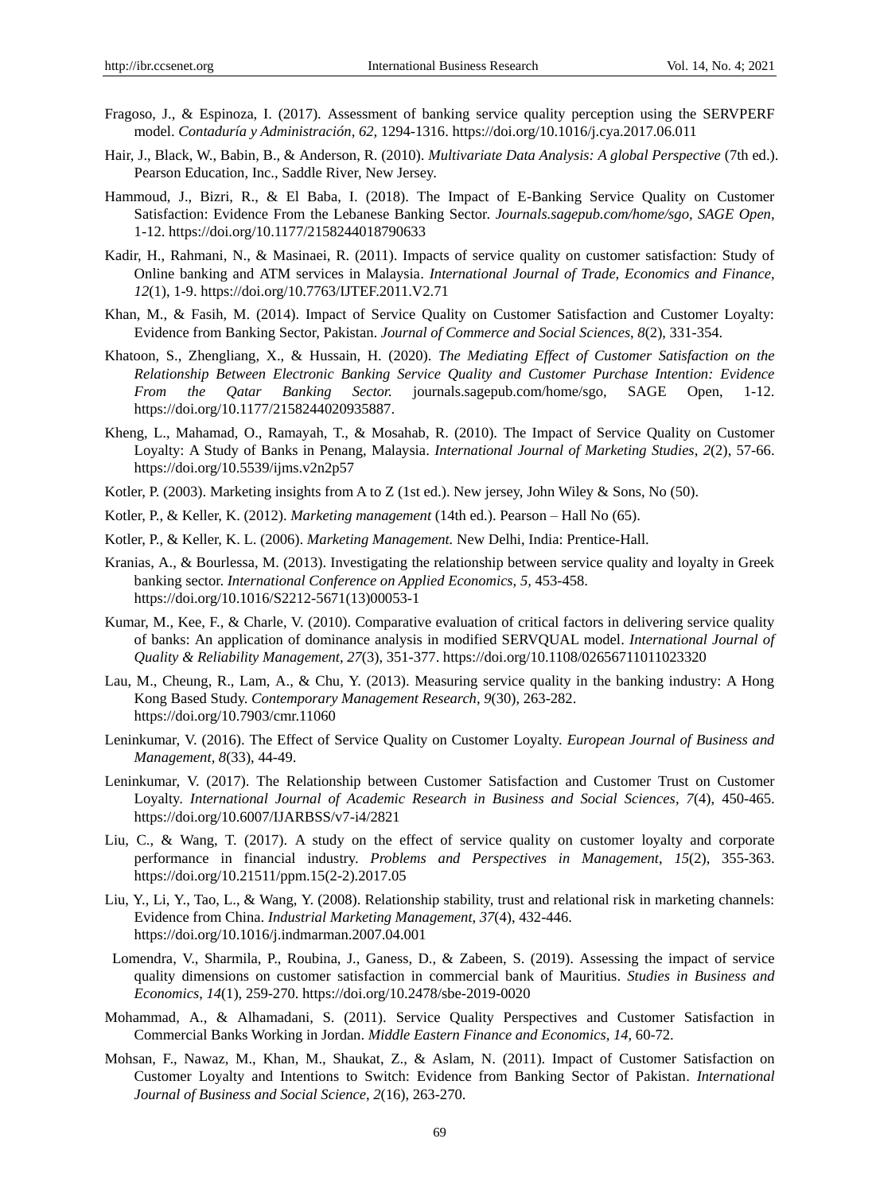Fragoso, J., & Espinoza, I. (2017). Assessment of banking service quality perception using the SERVPERF model. *Contaduría y Administración, 62,* 1294-1316. https://doi.org/10.1016/j.cya.2017.06.011

Hair, J., Black, W., Babin, B., & Anderson, R. (2010). *Multivariate Data Analysis: A global Perspective* (7th ed.). Pearson Education, Inc., Saddle River, New Jersey.

Hammoud, J., Bizri, R., & El Baba, I. (2018). The Impact of E-Banking Service Quality on Customer Satisfaction: Evidence From the Lebanese Banking Sector. *Journals.sagepub.com/home/sgo, SAGE Open*, 1-12. https://doi.org/10.1177/2158244018790633

Kadir, H., Rahmani, N., & Masinaei, R. (2011). Impacts of service quality on customer satisfaction: Study of Online banking and ATM services in Malaysia. *International Journal of Trade, Economics and Finance*, *12*(1), 1-9. https://doi.org/10.7763/IJTEF.2011.V2.71

Khan, M., & Fasih, M. (2014). Impact of Service Quality on Customer Satisfaction and Customer Loyalty: Evidence from Banking Sector, Pakistan. *Journal of Commerce and Social Sciences*, *8*(2), 331-354.

Khatoon, S., Zhengliang, X., & Hussain, H. (2020). *The Mediating Effect of Customer Satisfaction on the Relationship Between Electronic Banking Service Quality and Customer Purchase Intention: Evidence From the Qatar Banking Sector.* journals.sagepub.com/home/sgo, SAGE Open, 1-12. https://doi.org/10.1177/2158244020935887.

Kheng, L., Mahamad, O., Ramayah, T., & Mosahab, R. (2010). The Impact of Service Quality on Customer Loyalty: A Study of Banks in Penang, Malaysia. *International Journal of Marketing Studies*, *2*(2), 57-66. https://doi.org/10.5539/ijms.v2n2p57

Kotler, P. (2003). Marketing insights from A to Z (1st ed.). New jersey, John Wiley & Sons, No (50).

Kotler, P., & Keller, K. (2012). *Marketing management* (14th ed.). Pearson – Hall No (65).

Kotler, P., & Keller, K. L. (2006). *Marketing Management.* New Delhi, India: Prentice-Hall.

Kranias, A., & Bourlessa, M. (2013). Investigating the relationship between service quality and loyalty in Greek banking sector. *International Conference on Applied Economics, 5,* 453-458. https://doi.org/10.1016/S2212-5671(13)00053-1

Kumar, M., Kee, F., & Charle, V. (2010). Comparative evaluation of critical factors in delivering service quality of banks: An application of dominance analysis in modified SERVQUAL model. *International Journal of Quality & Reliability Management, 27*(3), 351-377. https://doi.org/10.1108/02656711011023320

Lau, M., Cheung, R., Lam, A., & Chu, Y. (2013). Measuring service quality in the banking industry: A Hong Kong Based Study. *Contemporary Management Research*, *9*(30), 263-282. https://doi.org/10.7903/cmr.11060

Leninkumar, V. (2016). The Effect of Service Quality on Customer Loyalty. *European Journal of Business and Management, 8*(33), 44-49.

Leninkumar, V. (2017). The Relationship between Customer Satisfaction and Customer Trust on Customer Loyalty. *International Journal of Academic Research in Business and Social Sciences*, *7*(4), 450-465. https://doi.org/10.6007/IJARBSS/v7-i4/2821

Liu, C., & Wang, T. (2017). A study on the effect of service quality on customer loyalty and corporate performance in financial industry. *Problems and Perspectives in Management*, *15*(2), 355-363. https://doi.org/10.21511/ppm.15(2-2).2017.05

Liu, Y., Li, Y., Tao, L., & Wang, Y. (2008). Relationship stability, trust and relational risk in marketing channels: Evidence from China. *Industrial Marketing Management, 37*(4), 432-446. https://doi.org/10.1016/j.indmarman.2007.04.001

Lomendra, V., Sharmila, P., Roubina, J., Ganess, D., & Zabeen, S. (2019). Assessing the impact of service quality dimensions on customer satisfaction in commercial bank of Mauritius. *Studies in Business and Economics*, *14*(1), 259-270. https://doi.org/10.2478/sbe-2019-0020

Mohammad, A., & Alhamadani, S. (2011). Service Quality Perspectives and Customer Satisfaction in Commercial Banks Working in Jordan. *Middle Eastern Finance and Economics, 14,* 60-72.

Mohsan, F., Nawaz, M., Khan, M., Shaukat, Z., & Aslam, N. (2011). Impact of Customer Satisfaction on Customer Loyalty and Intentions to Switch: Evidence from Banking Sector of Pakistan. *International Journal of Business and Social Science*, *2*(16), 263-270.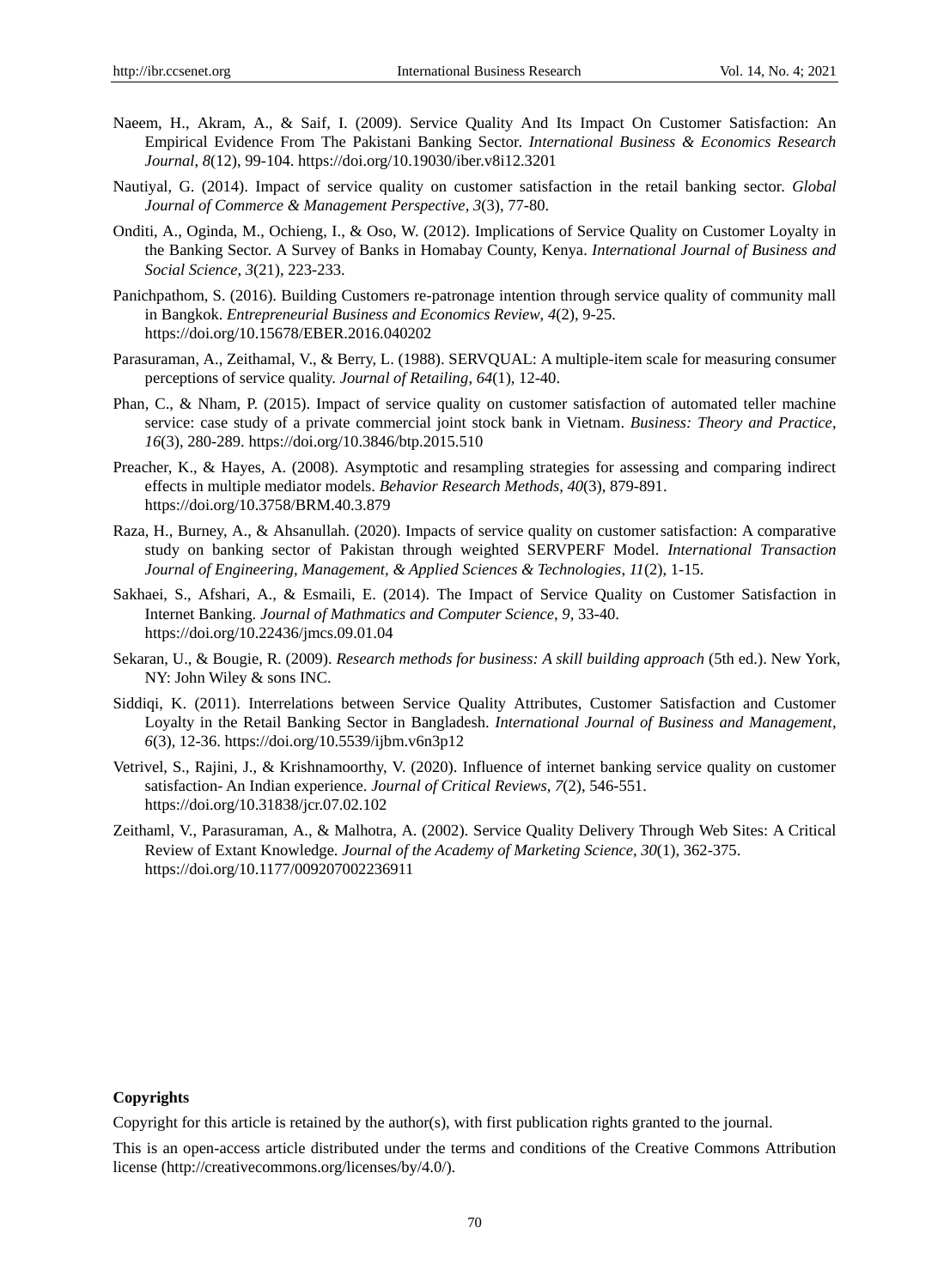Naeem, H., Akram, A., & Saif, I. (2009). Service Quality And Its Impact On Customer Satisfaction: An Empirical Evidence From The Pakistani Banking Sector. *International Business & Economics Research Journal*, *8*(12), 99-104. https://doi.org/10.19030/iber.v8i12.3201

Nautiyal, G. (2014). Impact of service quality on customer satisfaction in the retail banking sector. *Global Journal of Commerce & Management Perspective*, *3*(3), 77-80.

Onditi, A., Oginda, M., Ochieng, I., & Oso, W. (2012). Implications of Service Quality on Customer Loyalty in the Banking Sector. A Survey of Banks in Homabay County, Kenya. *International Journal of Business and Social Science*, *3*(21), 223-233.

Panichpathom, S. (2016). Building Customers re-patronage intention through service quality of community mall in Bangkok. *Entrepreneurial Business and Economics Review, 4*(2), 9-25. https://doi.org/10.15678/EBER.2016.040202

Parasuraman, A., Zeithamal, V., & Berry, L. (1988). SERVQUAL: A multiple-item scale for measuring consumer perceptions of service quality. *Journal of Retailing, 64*(1), 12-40.

Phan, C., & Nham, P. (2015). Impact of service quality on customer satisfaction of automated teller machine service: case study of a private commercial joint stock bank in Vietnam. *Business: Theory and Practice*, *16*(3), 280-289. https://doi.org/10.3846/btp.2015.510

Preacher, K., & Hayes, A. (2008). Asymptotic and resampling strategies for assessing and comparing indirect effects in multiple mediator models. *Behavior Research Methods, 40*(3), 879-891. https://doi.org/10.3758/BRM.40.3.879

Raza, H., Burney, A., & Ahsanullah. (2020). Impacts of service quality on customer satisfaction: A comparative study on banking sector of Pakistan through weighted SERVPERF Model. *International Transaction Journal of Engineering, Management, & Applied Sciences & Technologies*, *11*(2), 1-15.

Sakhaei, S., Afshari, A., & Esmaili, E. (2014). The Impact of Service Quality on Customer Satisfaction in Internet Banking. *Journal of Mathmatics and Computer Science*, *9*, 33-40. https://doi.org/10.22436/jmcs.09.01.04

Sekaran, U., & Bougie, R. (2009). *Research methods for business: A skill building approach* (5th ed.). New York, NY: John Wiley & sons INC.

Siddiqi, K. (2011). Interrelations between Service Quality Attributes, Customer Satisfaction and Customer Loyalty in the Retail Banking Sector in Bangladesh. *International Journal of Business and Management*, *6*(3), 12-36. https://doi.org/10.5539/ijbm.v6n3p12

Vetrivel, S., Rajini, J., & Krishnamoorthy, V. (2020). Influence of internet banking service quality on customer satisfaction- An Indian experience. *Journal of Critical Reviews*, *7*(2), 546-551. https://doi.org/10.31838/jcr.07.02.102

Zeithaml, V., Parasuraman, A., & Malhotra, A. (2002). Service Quality Delivery Through Web Sites: A Critical Review of Extant Knowledge. *Journal of the Academy of Marketing Science*, *30*(1), 362-375. https://doi.org/10.1177/009207002236911

**Copyrights**

Copyright for this article is retained by the author(s), with first publication rights granted to the journal.

This is an open-access article distributed under the terms and conditions of the Creative Commons Attribution license (http://creativecommons.org/licenses/by/4.0/).